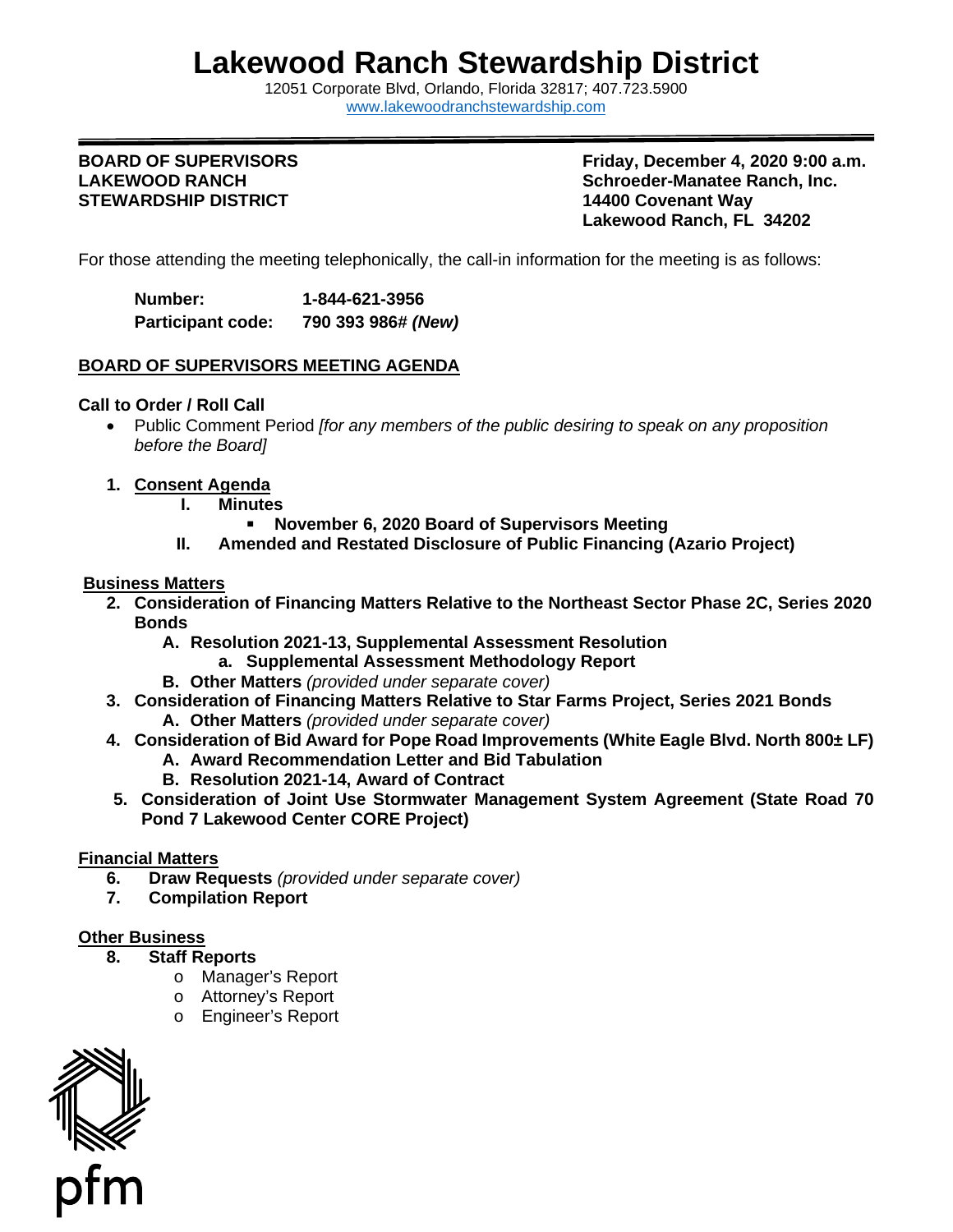# Lakewood Ranch Stewardship District

12051 Corporate Blvd, Orlando, Florida 32817; 407.723.5900
www.lakewoodranchstewardship.com

**BOARD OF SUPERVISORS**
**LAKEWOOD RANCH**
**STEWARDSHIP DISTRICT**

**Friday, December 4, 2020 9:00 a.m.**
**Schroeder-Manatee Ranch, Inc.**
**14400 Covenant Way**
**Lakewood Ranch, FL 34202**

For those attending the meeting telephonically, the call-in information for the meeting is as follows:

**Number:** **1-844-621-3956**
**Participant code:** **790 393 986#** ***(New)***

## BOARD OF SUPERVISORS MEETING AGENDA

**Call to Order / Roll Call**

- Public Comment Period *[for any members of the public desiring to speak on any proposition before the Board]*

1. **Consent Agenda**
   - **I. Minutes**
     - **November 6, 2020 Board of Supervisors Meeting**
   - **II. Amended and Restated Disclosure of Public Financing (Azario Project)**

**Business Matters**

2. **Consideration of Financing Matters Relative to the Northeast Sector Phase 2C, Series 2020 Bonds**
   - **A. Resolution 2021-13, Supplemental Assessment Resolution**
     - **a. Supplemental Assessment Methodology Report**
   - **B. Other Matters** *(provided under separate cover)*
3. **Consideration of Financing Matters Relative to Star Farms Project, Series 2021 Bonds**
   - **A. Other Matters** *(provided under separate cover)*
4. **Consideration of Bid Award for Pope Road Improvements (White Eagle Blvd. North 800± LF)**
   - **A. Award Recommendation Letter and Bid Tabulation**
   - **B. Resolution 2021-14, Award of Contract**
5. **Consideration of Joint Use Stormwater Management System Agreement (State Road 70 Pond 7 Lakewood Center CORE Project)**

**Financial Matters**

6. **Draw Requests** *(provided under separate cover)*
7. **Compilation Report**

**Other Business**

8. **Staff Reports**
   - Manager's Report
   - Attorney's Report
   - Engineer's Report

pfm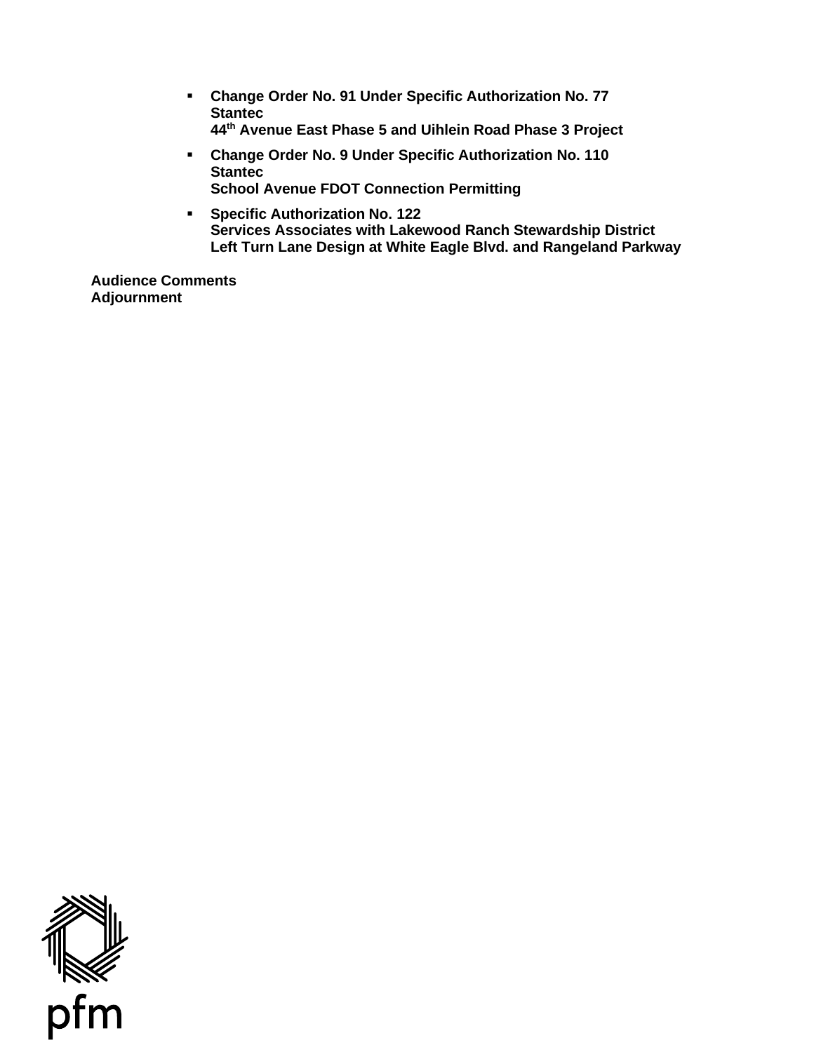- **Change Order No. 91 Under Specific Authorization No. 77**
  **Stantec**
  **44th Avenue East Phase 5 and Uihlein Road Phase 3 Project**
- **Change Order No. 9 Under Specific Authorization No. 110**
  **Stantec**
  **School Avenue FDOT Connection Permitting**
- **Specific Authorization No. 122**
  **Services Associates with Lakewood Ranch Stewardship District**
  **Left Turn Lane Design at White Eagle Blvd. and Rangeland Parkway**

**Audience Comments**
**Adjournment**

pfm